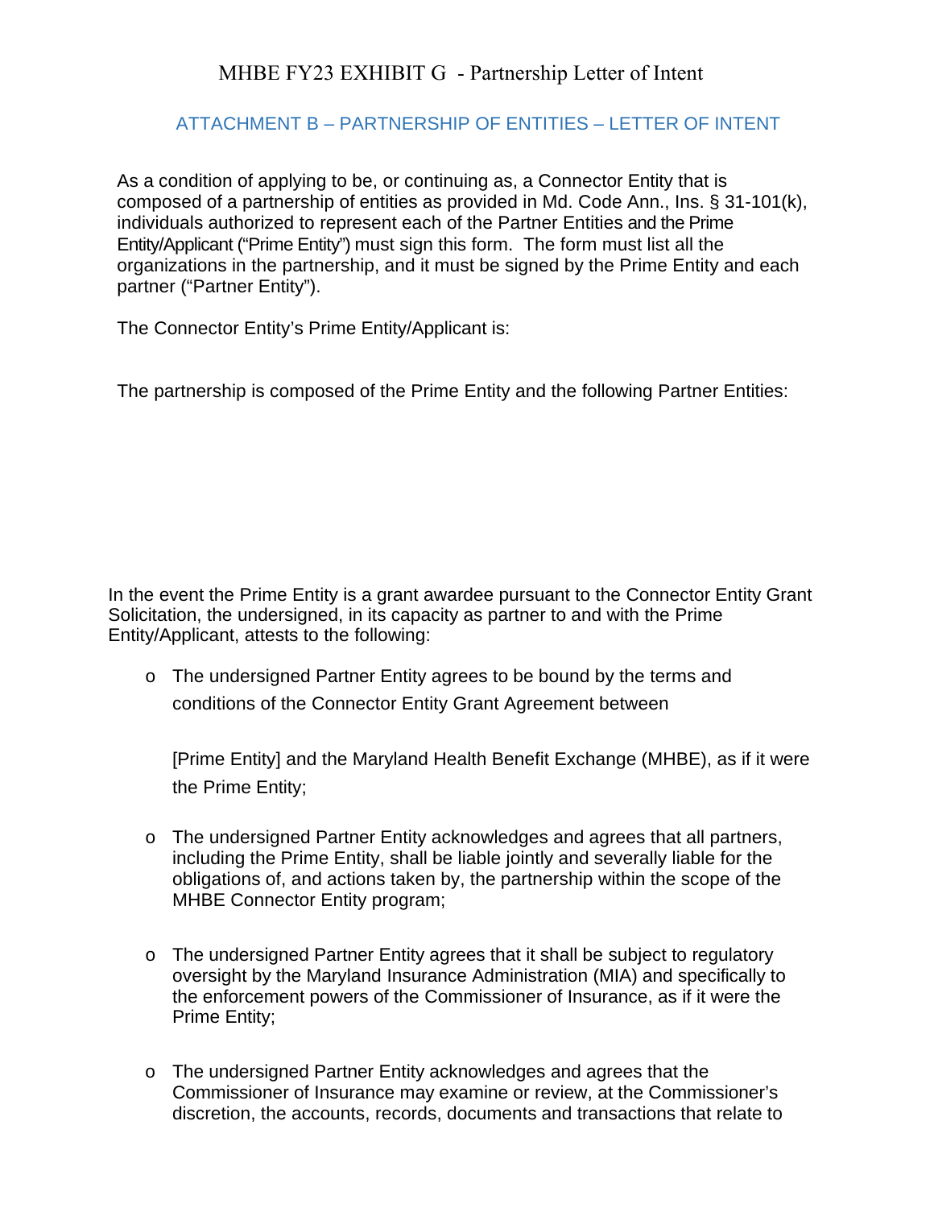# MHBE FY23 EXHIBIT G - Partnership Letter of Intent

## ATTACHMENT B – PARTNERSHIP OF ENTITIES – LETTER OF INTENT

As a condition of applying to be, or continuing as, a Connector Entity that is composed of a partnership of entities as provided in Md. Code Ann., Ins. § 31-101(k), individuals authorized to represent each of the Partner Entities and the Prime Entity/Applicant ("Prime Entity") must sign this form. The form must list all the organizations in the partnership, and it must be signed by the Prime Entity and each partner ("Partner Entity").

The Connector Entity's Prime Entity/Applicant is:

The partnership is composed of the Prime Entity and the following Partner Entities:

In the event the Prime Entity is a grant awardee pursuant to the Connector Entity Grant Solicitation, the undersigned, in its capacity as partner to and with the Prime Entity/Applicant, attests to the following:

- The undersigned Partner Entity agrees to be bound by the terms and conditions of the Connector Entity Grant Agreement between

  [Prime Entity] and the Maryland Health Benefit Exchange (MHBE), as if it were the Prime Entity;

- The undersigned Partner Entity acknowledges and agrees that all partners, including the Prime Entity, shall be liable jointly and severally liable for the obligations of, and actions taken by, the partnership within the scope of the MHBE Connector Entity program;

- The undersigned Partner Entity agrees that it shall be subject to regulatory oversight by the Maryland Insurance Administration (MIA) and specifically to the enforcement powers of the Commissioner of Insurance, as if it were the Prime Entity;

- The undersigned Partner Entity acknowledges and agrees that the Commissioner of Insurance may examine or review, at the Commissioner's discretion, the accounts, records, documents and transactions that relate to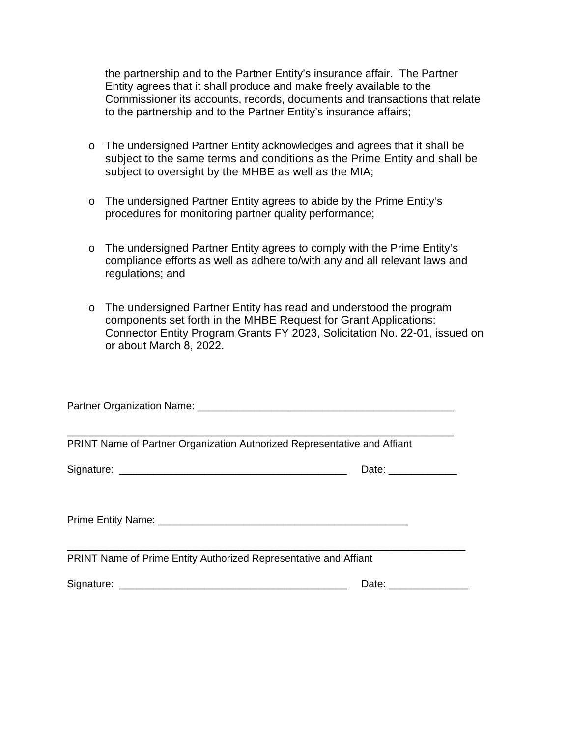the partnership and to the Partner Entity's insurance affair. The Partner Entity agrees that it shall produce and make freely available to the Commissioner its accounts, records, documents and transactions that relate to the partnership and to the Partner Entity's insurance affairs;

- The undersigned Partner Entity acknowledges and agrees that it shall be subject to the same terms and conditions as the Prime Entity and shall be subject to oversight by the MHBE as well as the MIA;

- The undersigned Partner Entity agrees to abide by the Prime Entity's procedures for monitoring partner quality performance;

- The undersigned Partner Entity agrees to comply with the Prime Entity's compliance efforts as well as adhere to/with any and all relevant laws and regulations; and

- The undersigned Partner Entity has read and understood the program components set forth in the MHBE Request for Grant Applications: Connector Entity Program Grants FY 2023, Solicitation No. 22-01, issued on or about March 8, 2022.

Partner Organization Name: _____________________________________________

_____________________________________________________________________

PRINT Name of Partner Organization Authorized Representative and Affiant

Signature: ________________________________________ Date: ____________

Prime Entity Name: ____________________________________________

_______________________________________________________________________

PRINT Name of Prime Entity Authorized Representative and Affiant

Signature: ________________________________________ Date: ______________